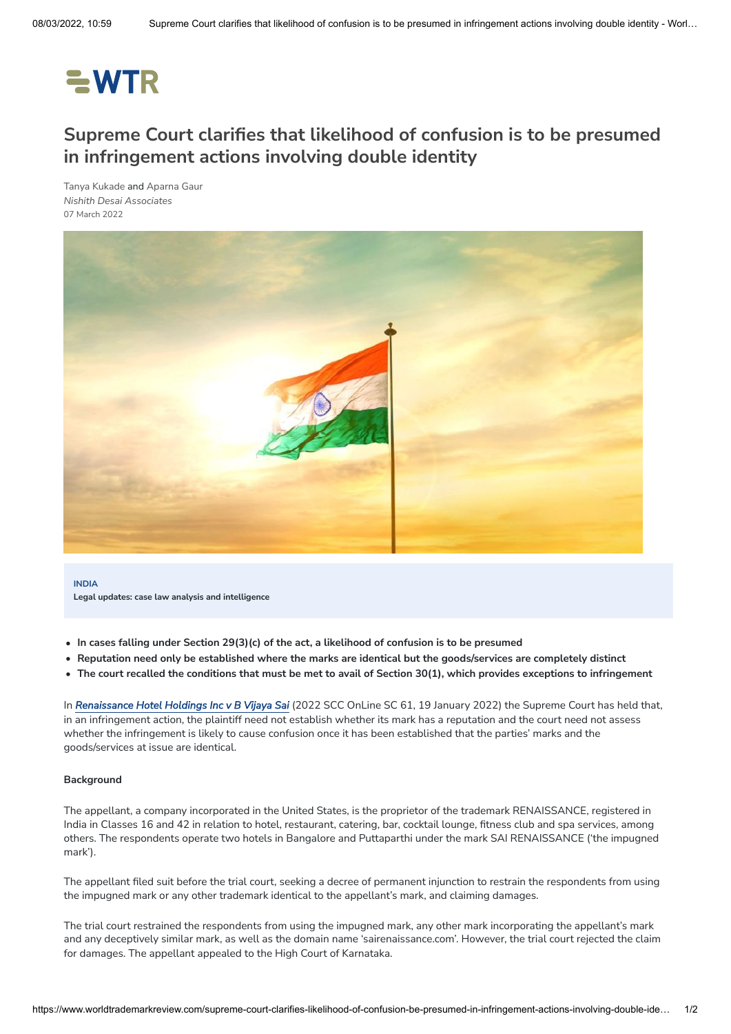# Supreme Court clarifies that likelihood of confusion is to be presumed in infringement actions involving double identity

Tanya Kukade and Aparna Gaur
*Nishith Desai Associates*
07 March 2022

**INDIA**
**Legal updates: case law analysis and intelligence**

- **In cases falling under Section 29(3)(c) of the act, a likelihood of confusion is to be presumed**
- **Reputation need only be established where the marks are identical but the goods/services are completely distinct**
- **The court recalled the conditions that must be met to avail of Section 30(1), which provides exceptions to infringement**

In ***Renaissance Hotel Holdings Inc v B Vijaya Sai*** (2022 SCC OnLine SC 61, 19 January 2022) the Supreme Court has held that, in an infringement action, the plaintiff need not establish whether its mark has a reputation and the court need not assess whether the infringement is likely to cause confusion once it has been established that the parties' marks and the goods/services at issue are identical.

**Background**

The appellant, a company incorporated in the United States, is the proprietor of the trademark RENAISSANCE, registered in India in Classes 16 and 42 in relation to hotel, restaurant, catering, bar, cocktail lounge, fitness club and spa services, among others. The respondents operate two hotels in Bangalore and Puttaparthi under the mark SAI RENAISSANCE ('the impugned mark').

The appellant filed suit before the trial court, seeking a decree of permanent injunction to restrain the respondents from using the impugned mark or any other trademark identical to the appellant's mark, and claiming damages.

The trial court restrained the respondents from using the impugned mark, any other mark incorporating the appellant's mark and any deceptively similar mark, as well as the domain name 'sairenaissance.com'. However, the trial court rejected the claim for damages. The appellant appealed to the High Court of Karnataka.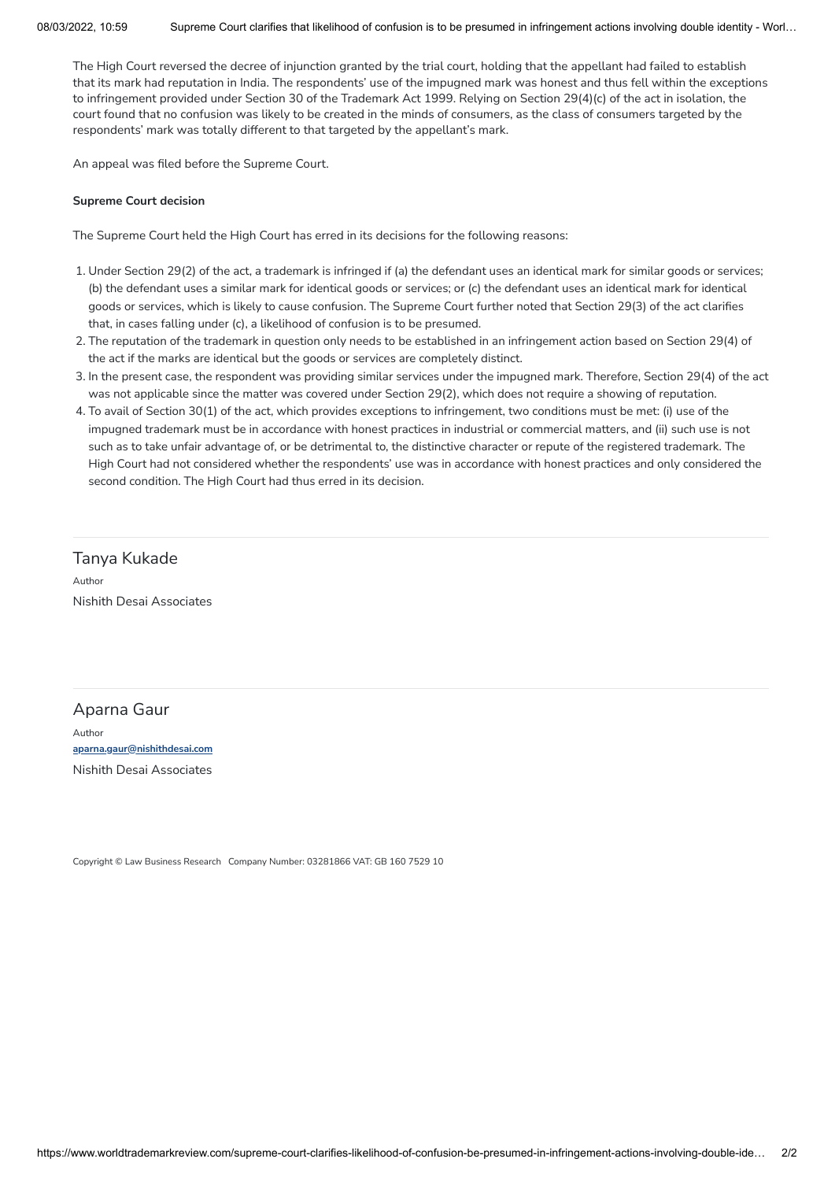The High Court reversed the decree of injunction granted by the trial court, holding that the appellant had failed to establish that its mark had reputation in India. The respondents' use of the impugned mark was honest and thus fell within the exceptions to infringement provided under Section 30 of the Trademark Act 1999. Relying on Section 29(4)(c) of the act in isolation, the court found that no confusion was likely to be created in the minds of consumers, as the class of consumers targeted by the respondents' mark was totally different to that targeted by the appellant's mark.

An appeal was filed before the Supreme Court.

**Supreme Court decision**

The Supreme Court held the High Court has erred in its decisions for the following reasons:

1. Under Section 29(2) of the act, a trademark is infringed if (a) the defendant uses an identical mark for similar goods or services; (b) the defendant uses a similar mark for identical goods or services; or (c) the defendant uses an identical mark for identical goods or services, which is likely to cause confusion. The Supreme Court further noted that Section 29(3) of the act clarifies that, in cases falling under (c), a likelihood of confusion is to be presumed.
2. The reputation of the trademark in question only needs to be established in an infringement action based on Section 29(4) of the act if the marks are identical but the goods or services are completely distinct.
3. In the present case, the respondent was providing similar services under the impugned mark. Therefore, Section 29(4) of the act was not applicable since the matter was covered under Section 29(2), which does not require a showing of reputation.
4. To avail of Section 30(1) of the act, which provides exceptions to infringement, two conditions must be met: (i) use of the impugned trademark must be in accordance with honest practices in industrial or commercial matters, and (ii) such use is not such as to take unfair advantage of, or be detrimental to, the distinctive character or repute of the registered trademark. The High Court had not considered whether the respondents' use was in accordance with honest practices and only considered the second condition. The High Court had thus erred in its decision.

---

Tanya Kukade

Author

Nishith Desai Associates

---

Aparna Gaur

Author

aparna.gaur@nishithdesai.com

Nishith Desai Associates

Copyright © Law Business Research Company Number: 03281866 VAT: GB 160 7529 10